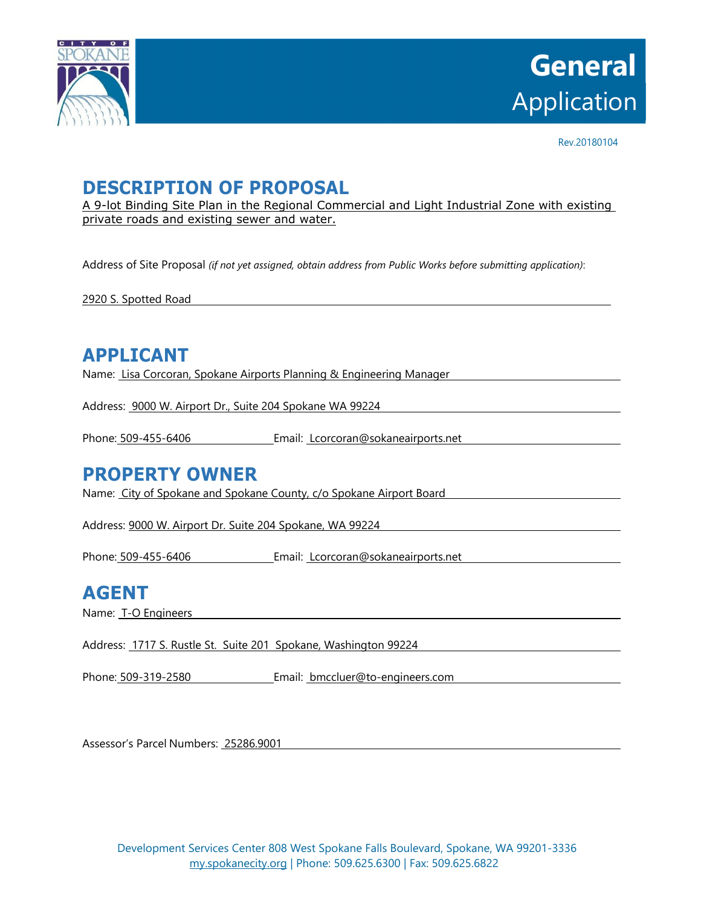# General Application

Rev.20180104

## DESCRIPTION OF PROPOSAL

A 9-lot Binding Site Plan in the Regional Commercial and Light Industrial Zone with existing private roads and existing sewer and water.

Address of Site Proposal *(if not yet assigned, obtain address from Public Works before submitting application)*:

2920 S. Spotted Road

## APPLICANT

Name: Lisa Corcoran, Spokane Airports Planning & Engineering Manager

Address: 9000 W. Airport Dr., Suite 204 Spokane WA 99224

Phone: 509-455-6406 Email: Lcorcoran@sokaneairports.net

## PROPERTY OWNER

Name: City of Spokane and Spokane County, c/o Spokane Airport Board

Address: 9000 W. Airport Dr. Suite 204 Spokane, WA 99224

Phone: 509-455-6406 Email: Lcorcoran@sokaneairports.net

## AGENT

Name: T-O Engineers

Address: 1717 S. Rustle St. Suite 201 Spokane, Washington 99224

Phone: 509-319-2580 Email: bmccluer@to-engineers.com

Assessor's Parcel Numbers: 25286.9001

Development Services Center 808 West Spokane Falls Boulevard, Spokane, WA 99201-3336
my.spokanecity.org | Phone: 509.625.6300 | Fax: 509.625.6822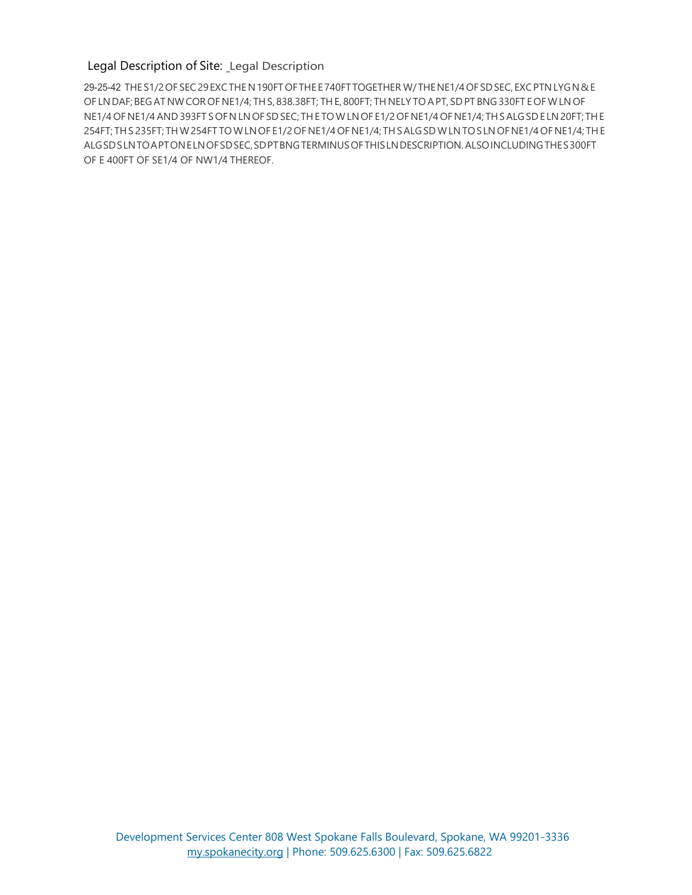Legal Description of Site: _Legal Description

29-25-42 THE S1/2 OF SEC 29 EXC THE N 190FT OF THE E 740FT TOGETHER W/ THE NE1/4 OF SD SEC, EXC PTN LYG N & E OF LN DAF; BEG AT NW COR OF NE1/4; TH S, 838.38FT; TH E, 800FT; TH NELY TO A PT, SD PT BNG 330FT E OF W LN OF NE1/4 OF NE1/4 AND 393FT S OF N LN OF SD SEC; TH E TO W LN OF E1/2 OF NE1/4 OF NE1/4; TH S ALG SD E LN 20FT; TH E 254FT; TH S 235FT; TH W 254FT TO W LN OF E1/2 OF NE1/4 OF NE1/4; TH S ALG SD W LN TO S LN OF NE1/4 OF NE1/4; TH E ALG SD S LN TO A PT ON E LN OF SD SEC, SD PT BNG TERMINUS OF THIS LN DESCRIPTION. ALSO INCLUDING THE S 300FT OF E 400FT OF SE1/4 OF NW1/4 THEREOF.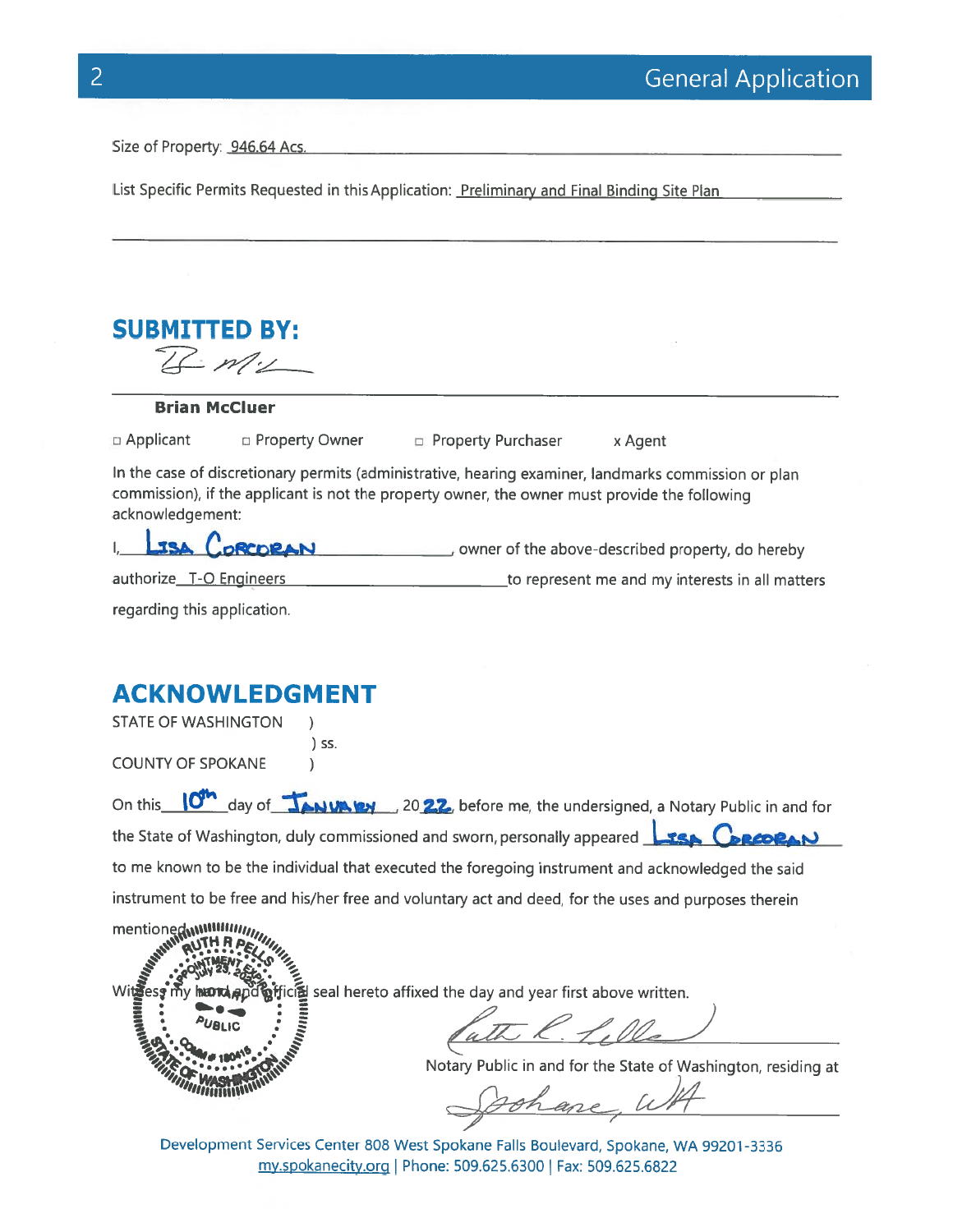Size of Property: 946.64 Acs.

List Specific Permits Requested in this Application: Preliminary and Final Binding Site Plan

## SUBMITTED BY:

Brian McCluer

□ Applicant □ Property Owner □ Property Purchaser x Agent

In the case of discretionary permits (administrative, hearing examiner, landmarks commission or plan commission), if the applicant is not the property owner, the owner must provide the following acknowledgement:

I, LISA CORCORAN, owner of the above-described property, do hereby authorize T-O Engineers to represent me and my interests in all matters regarding this application.

## ACKNOWLEDGMENT

STATE OF WASHINGTON )
) ss.
COUNTY OF SPOKANE )

On this 10th day of JANUARY, 2022, before me, the undersigned, a Notary Public in and for the State of Washington, duly commissioned and sworn, personally appeared LISA CORCORAN to me known to be the individual that executed the foregoing instrument and acknowledged the said instrument to be free and his/her free and voluntary act and deed, for the uses and purposes therein mentioned.

Witness my hand and official seal hereto affixed the day and year first above written.

Notary Public in and for the State of Washington, residing at Spokane, WA

Development Services Center 808 West Spokane Falls Boulevard, Spokane, WA 99201-3336
my.spokanecity.org | Phone: 509.625.6300 | Fax: 509.625.6822